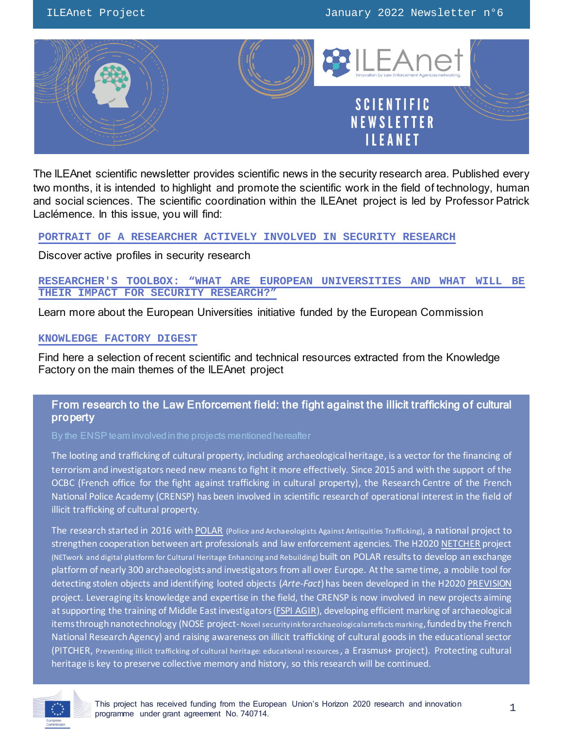# SCIENTIFIC NEWSLETTER ILEANET

The ILEAnet scientific newsletter provides scientific news in the security research area. Published every two months, it is intended to highlight and promote the scientific work in the field of technology, human and social sciences. The scientific coordination within the ILEAnet project is led by Professor Patrick Laclémence. In this issue, you will find:

**PORTRAIT OF A RESEARCHER ACTIVELY INVOLVED IN SECURITY RESEARCH**

Discover active profiles in security research

**RESEARCHER'S TOOLBOX: "WHAT ARE EUROPEAN UNIVERSITIES AND WHAT WILL BE THEIR IMPACT FOR SECURITY RESEARCH?"**

Learn more about the European Universities initiative funded by the European Commission

**KNOWLEDGE FACTORY DIGEST**

Find here a selection of recent scientific and technical resources extracted from the Knowledge Factory on the main themes of the ILEAnet project

## From research to the Law Enforcement field: the fight against the illicit trafficking of cultural property

By the ENSP team involved in the projects mentioned hereafter

The looting and trafficking of cultural property, including archaeological heritage, is a vector for the financing of terrorism and investigators need new means to fight it more effectively. Since 2015 and with the support of the OCBC (French office for the fight against trafficking in cultural property), the Research Centre of the French National Police Academy (CRENSP) has been involved in scientific research of operational interest in the field of illicit trafficking of cultural property.

The research started in 2016 with POLAR (Police and Archaeologists Against Antiquities Trafficking), a national project to strengthen cooperation between art professionals and law enforcement agencies. The H2020 NETCHER project (NETwork and digital platform for Cultural Heritage Enhancing and Rebuilding) built on POLAR results to develop an exchange platform of nearly 300 archaeologists and investigators from all over Europe. At the same time, a mobile tool for detecting stolen objects and identifying looted objects (*Arte-Fact*) has been developed in the H2020 PREVISION project. Leveraging its knowledge and expertise in the field, the CRENSP is now involved in new projects aiming at supporting the training of Middle East investigators (FSPI AGIR), developing efficient marking of archaeological items through nanotechnology (NOSE project- Novel security ink for archaeological artefacts marking, funded by the French National Research Agency) and raising awareness on illicit trafficking of cultural goods in the educational sector (PITCHER, Preventing illicit trafficking of cultural heritage: educational resources, a Erasmus+ project). Protecting cultural heritage is key to preserve collective memory and history, so this research will be continued.

This project has received funding from the European Union's Horizon 2020 research and innovation programme under grant agreement No. 740714.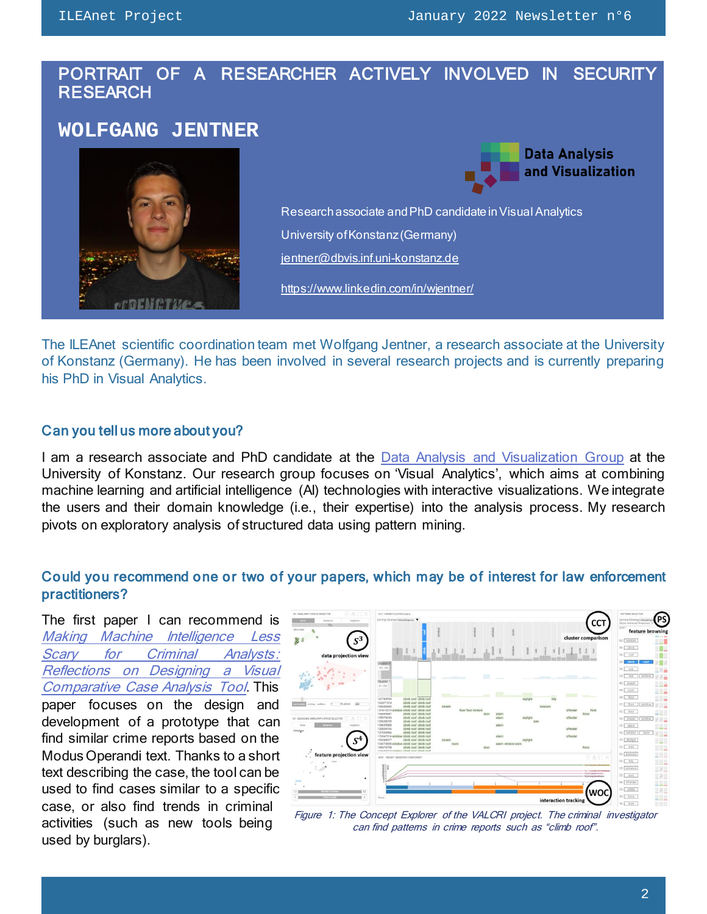# PORTRAIT OF A RESEARCHER ACTIVELY INVOLVED IN SECURITY RESEARCH

## WOLFGANG JENTNER

Data Analysis and Visualization

Research associate and PhD candidate in Visual Analytics

University of Konstanz (Germany)

jentner@dbvis.inf.uni-konstanz.de

https://www.linkedin.com/in/wjentner/

The ILEAnet scientific coordination team met Wolfgang Jentner, a research associate at the University of Konstanz (Germany). He has been involved in several research projects and is currently preparing his PhD in Visual Analytics.

### Can you tell us more about you?

I am a research associate and PhD candidate at the Data Analysis and Visualization Group at the University of Konstanz. Our research group focuses on 'Visual Analytics', which aims at combining machine learning and artificial intelligence (AI) technologies with interactive visualizations. We integrate the users and their domain knowledge (i.e., their expertise) into the analysis process. My research pivots on exploratory analysis of structured data using pattern mining.

### Could you recommend one or two of your papers, which may be of interest for law enforcement practitioners?

The first paper I can recommend is *Making Machine Intelligence Less Scary for Criminal Analysts: Reflections on Designing a Visual Comparative Case Analysis Tool*. This paper focuses on the design and development of a prototype that can find similar crime reports based on the Modus Operandi text. Thanks to a short text describing the case, the tool can be used to find cases similar to a specific case, or also find trends in criminal activities (such as new tools being used by burglars).

*Figure 1: The Concept Explorer of the VALCRI project. The criminal investigator can find patterns in crime reports such as "climb roof".*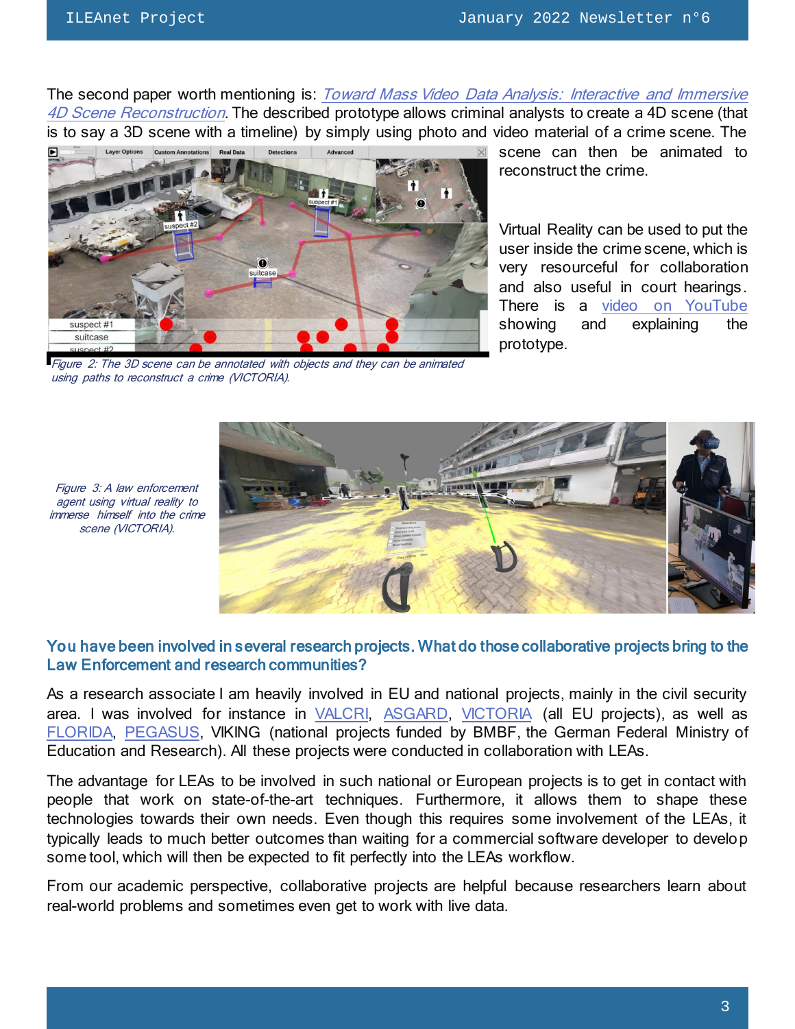The second paper worth mentioning is: [Toward Mass Video Data Analysis: Interactive and Immersive 4D Scene Reconstruction](). The described prototype allows criminal analysts to create a 4D scene (that is to say a 3D scene with a timeline) by simply using photo and video material of a crime scene. The scene can then be animated to reconstruct the crime.

Virtual Reality can be used to put the user inside the crime scene, which is very resourceful for collaboration and also useful in court hearings. There is a [video on YouTube]() showing and explaining the prototype.

*Figure 2: The 3D scene can be annotated with objects and they can be animated using paths to reconstruct a crime (VICTORIA).*

*Figure 3: A law enforcement agent using virtual reality to immerse himself into the crime scene (VICTORIA).*

## You have been involved in several research projects. What do those collaborative projects bring to the Law Enforcement and research communities?

As a research associate I am heavily involved in EU and national projects, mainly in the civil security area. I was involved for instance in [VALCRI](), [ASGARD](), [VICTORIA]() (all EU projects), as well as [FLORIDA](), [PEGASUS](), VIKING (national projects funded by BMBF, the German Federal Ministry of Education and Research). All these projects were conducted in collaboration with LEAs.

The advantage for LEAs to be involved in such national or European projects is to get in contact with people that work on state-of-the-art techniques. Furthermore, it allows them to shape these technologies towards their own needs. Even though this requires some involvement of the LEAs, it typically leads to much better outcomes than waiting for a commercial software developer to develop some tool, which will then be expected to fit perfectly into the LEAs workflow.

From our academic perspective, collaborative projects are helpful because researchers learn about real-world problems and sometimes even get to work with live data.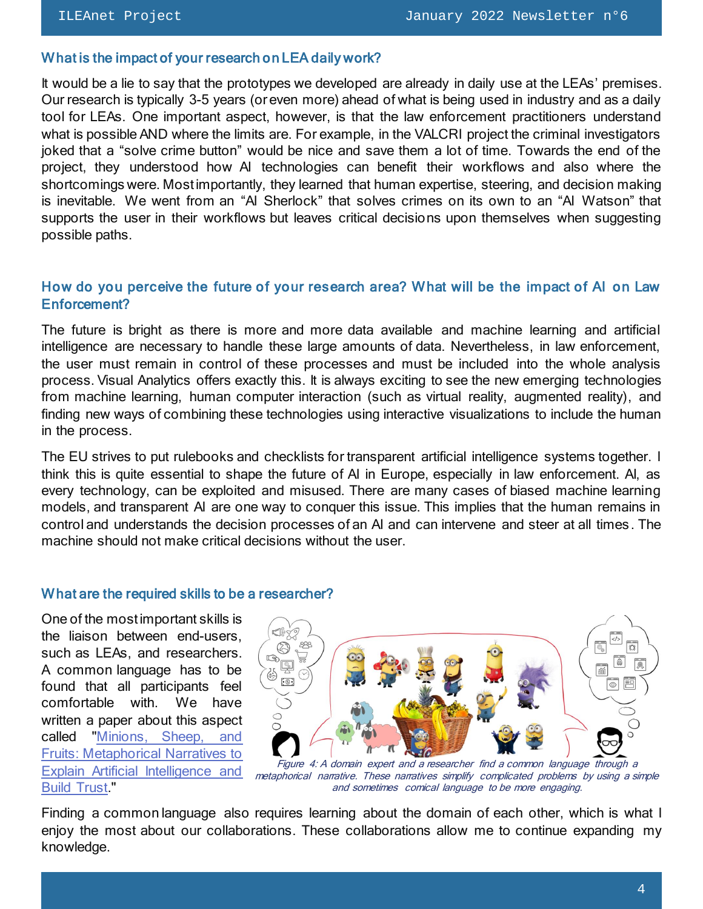## What is the impact of your research on LEA daily work?

It would be a lie to say that the prototypes we developed are already in daily use at the LEAs' premises. Our research is typically 3-5 years (or even more) ahead of what is being used in industry and as a daily tool for LEAs. One important aspect, however, is that the law enforcement practitioners understand what is possible AND where the limits are. For example, in the VALCRI project the criminal investigators joked that a "solve crime button" would be nice and save them a lot of time. Towards the end of the project, they understood how AI technologies can benefit their workflows and also where the shortcomings were. Most importantly, they learned that human expertise, steering, and decision making is inevitable. We went from an "AI Sherlock" that solves crimes on its own to an "AI Watson" that supports the user in their workflows but leaves critical decisions upon themselves when suggesting possible paths.

## How do you perceive the future of your research area? What will be the impact of AI on Law Enforcement?

The future is bright as there is more and more data available and machine learning and artificial intelligence are necessary to handle these large amounts of data. Nevertheless, in law enforcement, the user must remain in control of these processes and must be included into the whole analysis process. Visual Analytics offers exactly this. It is always exciting to see the new emerging technologies from machine learning, human computer interaction (such as virtual reality, augmented reality), and finding new ways of combining these technologies using interactive visualizations to include the human in the process.

The EU strives to put rulebooks and checklists for transparent artificial intelligence systems together. I think this is quite essential to shape the future of AI in Europe, especially in law enforcement. AI, as every technology, can be exploited and misused. There are many cases of biased machine learning models, and transparent AI are one way to conquer this issue. This implies that the human remains in control and understands the decision processes of an AI and can intervene and steer at all times. The machine should not make critical decisions without the user.

## What are the required skills to be a researcher?

One of the most important skills is the liaison between end-users, such as LEAs, and researchers. A common language has to be found that all participants feel comfortable with. We have written a paper about this aspect called "[Minions, Sheep, and Fruits: Metaphorical Narratives to Explain Artificial Intelligence and Build Trust]."

*Figure 4: A domain expert and a researcher find a common language through a metaphorical narrative. These narratives simplify complicated problems by using a simple and sometimes comical language to be more engaging.*

Finding a common language also requires learning about the domain of each other, which is what I enjoy the most about our collaborations. These collaborations allow me to continue expanding my knowledge.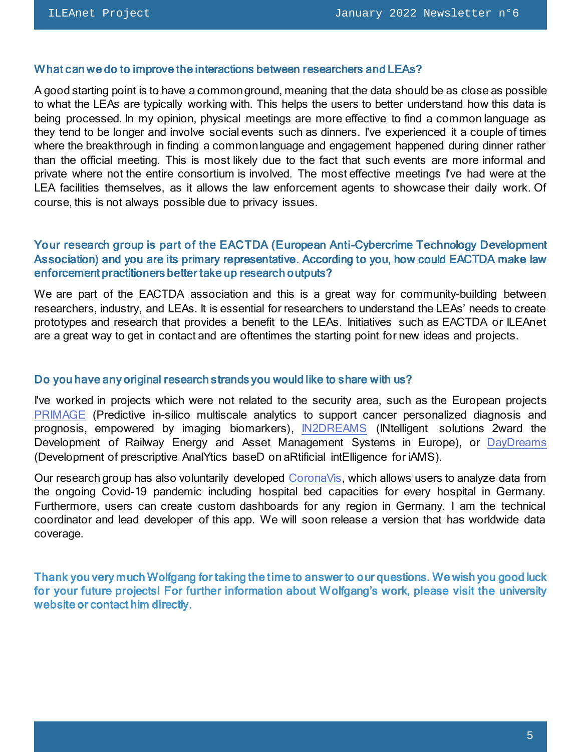### What can we do to improve the interactions between researchers and LEAs?

A good starting point is to have a common ground, meaning that the data should be as close as possible to what the LEAs are typically working with. This helps the users to better understand how this data is being processed. In my opinion, physical meetings are more effective to find a common language as they tend to be longer and involve social events such as dinners. I've experienced it a couple of times where the breakthrough in finding a common language and engagement happened during dinner rather than the official meeting. This is most likely due to the fact that such events are more informal and private where not the entire consortium is involved. The most effective meetings I've had were at the LEA facilities themselves, as it allows the law enforcement agents to showcase their daily work. Of course, this is not always possible due to privacy issues.

### Your research group is part of the EACTDA (European Anti-Cybercrime Technology Development Association) and you are its primary representative. According to you, how could EACTDA make law enforcement practitioners better take up research outputs?

We are part of the EACTDA association and this is a great way for community-building between researchers, industry, and LEAs. It is essential for researchers to understand the LEAs' needs to create prototypes and research that provides a benefit to the LEAs. Initiatives such as EACTDA or ILEAnet are a great way to get in contact and are oftentimes the starting point for new ideas and projects.

### Do you have any original research strands you would like to share with us?

I've worked in projects which were not related to the security area, such as the European projects PRIMAGE (Predictive in-silico multiscale analytics to support cancer personalized diagnosis and prognosis, empowered by imaging biomarkers), IN2DREAMS (INtelligent solutions 2ward the Development of Railway Energy and Asset Management Systems in Europe), or DayDreams (Development of prescriptive AnalYtics baseD on aRtificial intElligence for iAMS).

Our research group has also voluntarily developed CoronaVis, which allows users to analyze data from the ongoing Covid-19 pandemic including hospital bed capacities for every hospital in Germany. Furthermore, users can create custom dashboards for any region in Germany. I am the technical coordinator and lead developer of this app. We will soon release a version that has worldwide data coverage.

**Thank you very much Wolfgang for taking the time to answer to our questions. We wish you good luck for your future projects! For further information about Wolfgang's work, please visit the university website or contact him directly.**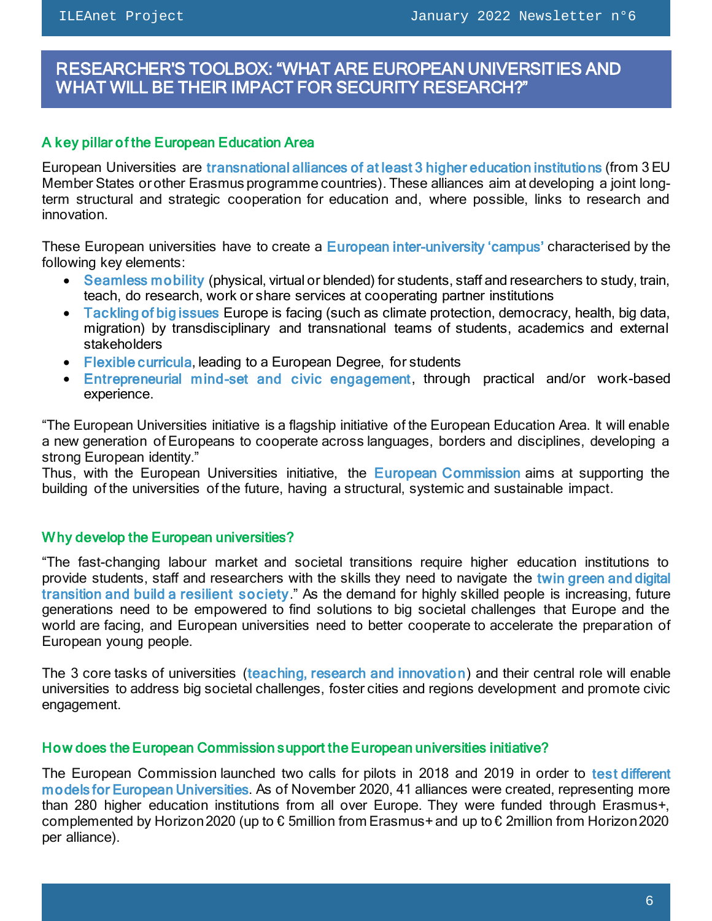# RESEARCHER'S TOOLBOX: "WHAT ARE EUROPEAN UNIVERSITIES AND WHAT WILL BE THEIR IMPACT FOR SECURITY RESEARCH?"

## A key pillar of the European Education Area

European Universities are transnational alliances of at least 3 higher education institutions (from 3 EU Member States or other Erasmus programme countries). These alliances aim at developing a joint long-term structural and strategic cooperation for education and, where possible, links to research and innovation.

These European universities have to create a European inter-university 'campus' characterised by the following key elements:

- Seamless mobility (physical, virtual or blended) for students, staff and researchers to study, train, teach, do research, work or share services at cooperating partner institutions
- Tackling of big issues Europe is facing (such as climate protection, democracy, health, big data, migration) by transdisciplinary and transnational teams of students, academics and external stakeholders
- Flexible curricula, leading to a European Degree, for students
- Entrepreneurial mind-set and civic engagement, through practical and/or work-based experience.

"The European Universities initiative is a flagship initiative of the European Education Area. It will enable a new generation of Europeans to cooperate across languages, borders and disciplines, developing a strong European identity."
Thus, with the European Universities initiative, the European Commission aims at supporting the building of the universities of the future, having a structural, systemic and sustainable impact.

## Why develop the European universities?

"The fast-changing labour market and societal transitions require higher education institutions to provide students, staff and researchers with the skills they need to navigate the twin green and digital transition and build a resilient society." As the demand for highly skilled people is increasing, future generations need to be empowered to find solutions to big societal challenges that Europe and the world are facing, and European universities need to better cooperate to accelerate the preparation of European young people.

The 3 core tasks of universities (teaching, research and innovation) and their central role will enable universities to address big societal challenges, foster cities and regions development and promote civic engagement.

## How does the European Commission support the European universities initiative?

The European Commission launched two calls for pilots in 2018 and 2019 in order to test different models for European Universities. As of November 2020, 41 alliances were created, representing more than 280 higher education institutions from all over Europe. They were funded through Erasmus+, complemented by Horizon 2020 (up to € 5million from Erasmus+ and up to € 2million from Horizon 2020 per alliance).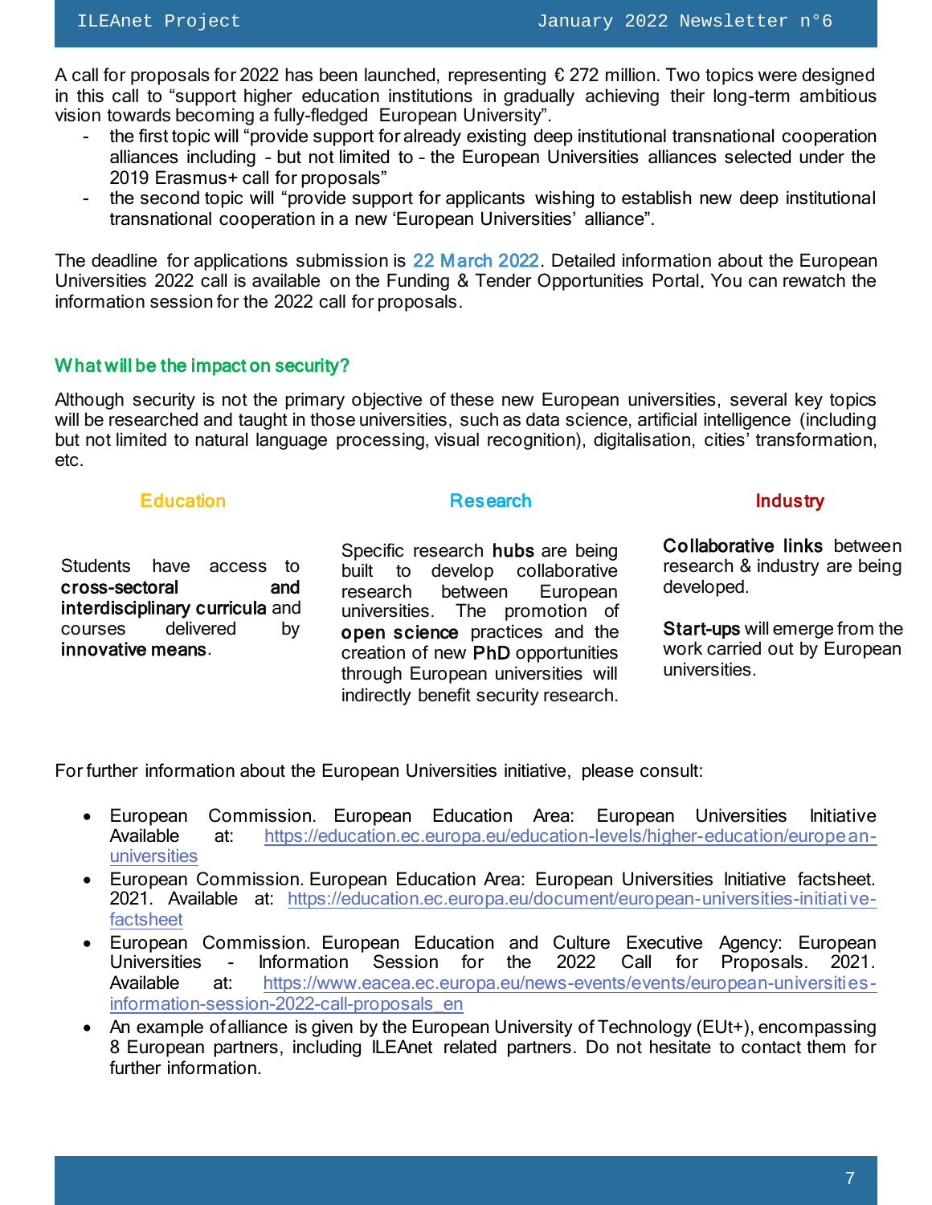A call for proposals for 2022 has been launched, representing € 272 million. Two topics were designed in this call to "support higher education institutions in gradually achieving their long-term ambitious vision towards becoming a fully-fledged European University".

- the first topic will "provide support for already existing deep institutional transnational cooperation alliances including - but not limited to - the European Universities alliances selected under the 2019 Erasmus+ call for proposals"
- the second topic will "provide support for applicants wishing to establish new deep institutional transnational cooperation in a new 'European Universities' alliance".

The deadline for applications submission is 22 March 2022. Detailed information about the European Universities 2022 call is available on the Funding & Tender Opportunities Portal. You can rewatch the information session for the 2022 call for proposals.

## What will be the impact on security?

Although security is not the primary objective of these new European universities, several key topics will be researched and taught in those universities, such as data science, artificial intelligence (including but not limited to natural language processing, visual recognition), digitalisation, cities' transformation, etc.

### Education

Students have access to **cross-sectoral and interdisciplinary curricula** and courses delivered by **innovative means**.

### Research

Specific research **hubs** are being built to develop collaborative research between European universities. The promotion of **open science** practices and the creation of new **PhD** opportunities through European universities will indirectly benefit security research.

### Industry

**Collaborative links** between research & industry are being developed.

**Start-ups** will emerge from the work carried out by European universities.

For further information about the European Universities initiative, please consult:

- European Commission. European Education Area: European Universities Initiative Available at: https://education.ec.europa.eu/education-levels/higher-education/european-universities
- European Commission. European Education Area: European Universities Initiative factsheet. 2021. Available at: https://education.ec.europa.eu/document/european-universities-initiative-factsheet
- European Commission. European Education and Culture Executive Agency: European Universities - Information Session for the 2022 Call for Proposals. 2021. Available at: https://www.eacea.ec.europa.eu/news-events/events/european-universities-information-session-2022-call-proposals_en
- An example of alliance is given by the European University of Technology (EUt+), encompassing 8 European partners, including ILEAnet related partners. Do not hesitate to contact them for further information.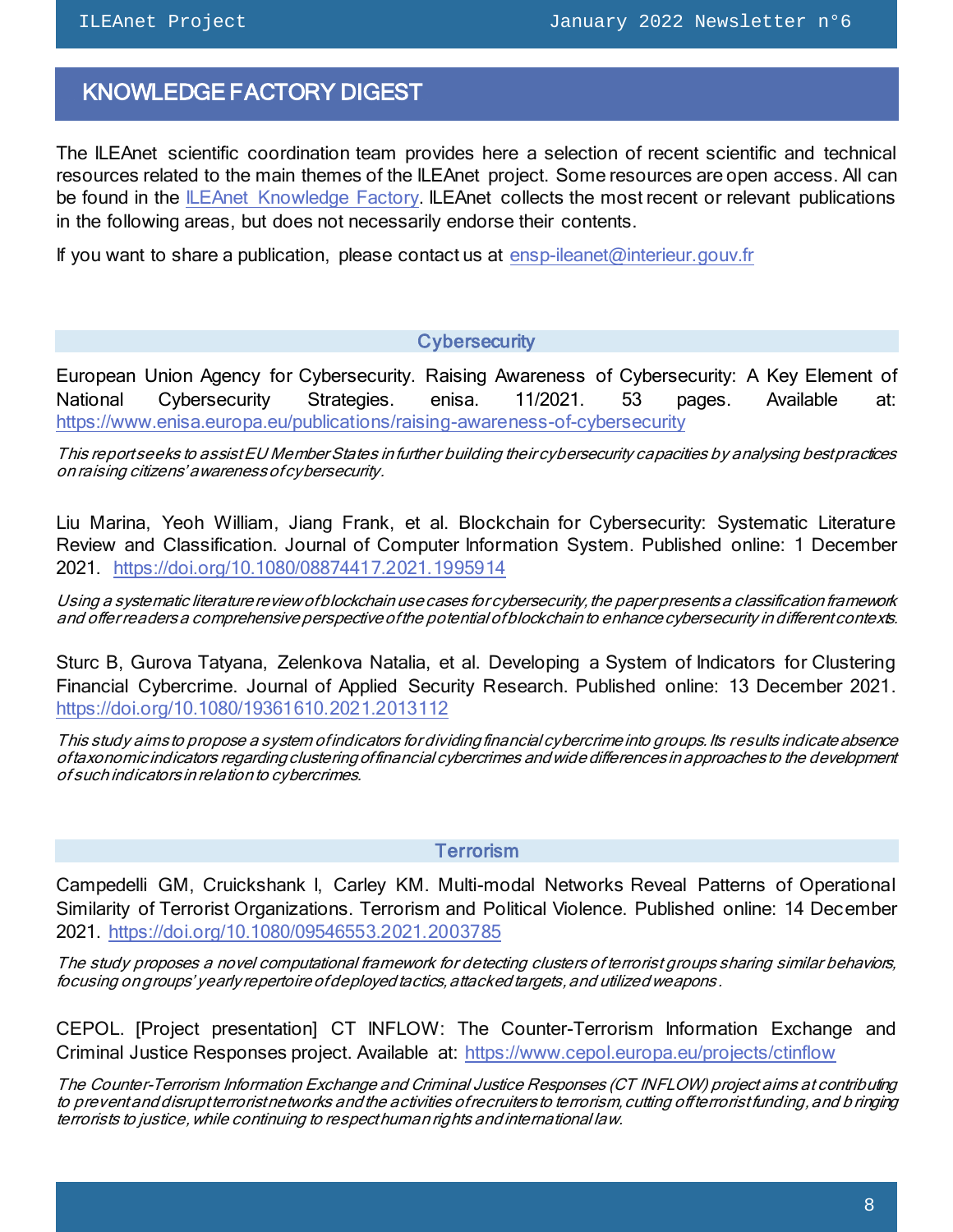# KNOWLEDGE FACTORY DIGEST

The ILEAnet scientific coordination team provides here a selection of recent scientific and technical resources related to the main themes of the ILEAnet project. Some resources are open access. All can be found in the ILEAnet Knowledge Factory. ILEAnet collects the most recent or relevant publications in the following areas, but does not necessarily endorse their contents.

If you want to share a publication, please contact us at ensp-ileanet@interieur.gouv.fr

## Cybersecurity

European Union Agency for Cybersecurity. Raising Awareness of Cybersecurity: A Key Element of National Cybersecurity Strategies. enisa. 11/2021. 53 pages. Available at: https://www.enisa.europa.eu/publications/raising-awareness-of-cybersecurity

*This report seeks to assist EU Member States in further building their cybersecurity capacities by analysing best practices on raising citizens' awareness of cybersecurity.*

Liu Marina, Yeoh William, Jiang Frank, et al. Blockchain for Cybersecurity: Systematic Literature Review and Classification. Journal of Computer Information System. Published online: 1 December 2021. https://doi.org/10.1080/08874417.2021.1995914

*Using a systematic literature review of blockchain use cases for cybersecurity, the paper presents a classification framework and offer readers a comprehensive perspective of the potential of blockchain to enhance cybersecurity in different contexts.*

Sturc B, Gurova Tatyana, Zelenkova Natalia, et al. Developing a System of Indicators for Clustering Financial Cybercrime. Journal of Applied Security Research. Published online: 13 December 2021. https://doi.org/10.1080/19361610.2021.2013112

*This study aims to propose a system of indicators for dividing financial cybercrime into groups. Its results indicate absence of taxonomic indicators regarding clustering of financial cybercrimes and wide differences in approaches to the development of such indicators in relation to cybercrimes.*

## Terrorism

Campedelli GM, Cruickshank I, Carley KM. Multi-modal Networks Reveal Patterns of Operational Similarity of Terrorist Organizations. Terrorism and Political Violence. Published online: 14 December 2021. https://doi.org/10.1080/09546553.2021.2003785

*The study proposes a novel computational framework for detecting clusters of terrorist groups sharing similar behaviors, focusing on groups' yearly repertoire of deployed tactics, attacked targets, and utilized weapons.*

CEPOL. [Project presentation] CT INFLOW: The Counter-Terrorism Information Exchange and Criminal Justice Responses project. Available at: https://www.cepol.europa.eu/projects/ctinflow

*The Counter-Terrorism Information Exchange and Criminal Justice Responses (CT INFLOW) project aims at contributing to prevent and disrupt terrorist networks and the activities of recruiters to terrorism, cutting off terrorist funding, and bringing terrorists to justice, while continuing to respect human rights and international law.*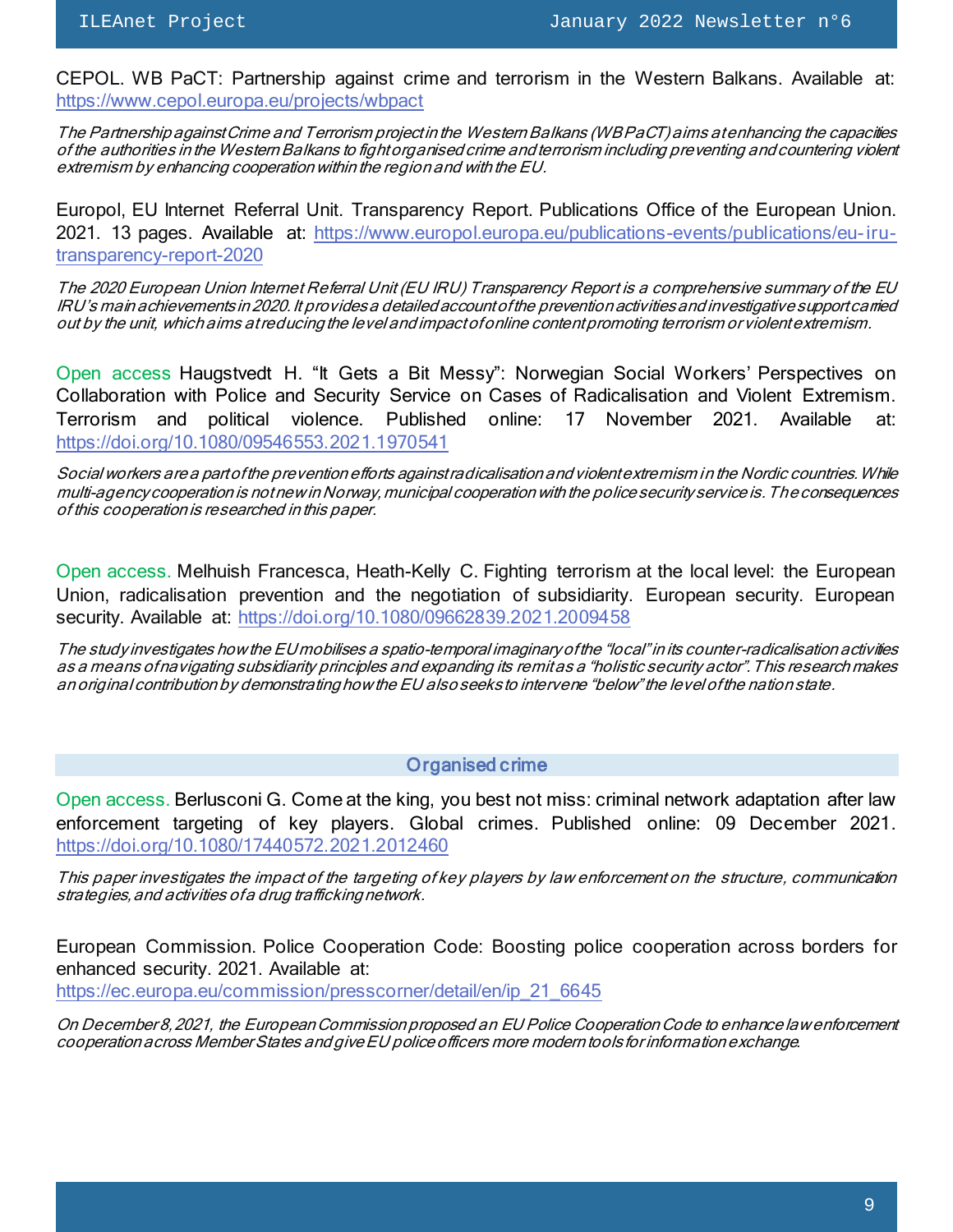CEPOL. WB PaCT: Partnership against crime and terrorism in the Western Balkans. Available at: https://www.cepol.europa.eu/projects/wbpact

*The Partnership against Crime and Terrorism project in the Western Balkans (WB PaCT) aims at enhancing the capacities of the authorities in the Western Balkans to fight organised crime and terrorism including preventing and countering violent extremism by enhancing cooperation within the region and with the EU.*

Europol, EU Internet Referral Unit. Transparency Report. Publications Office of the European Union. 2021. 13 pages. Available at: https://www.europol.europa.eu/publications-events/publications/eu-iru-transparency-report-2020

*The 2020 European Union Internet Referral Unit (EU IRU) Transparency Report is a comprehensive summary of the EU IRU's main achievements in 2020. It provides a detailed account of the prevention activities and investigative support carried out by the unit, which aims at reducing the level and impact of online content promoting terrorism or violent extremism.*

Open access Haugstvedt H. "It Gets a Bit Messy": Norwegian Social Workers' Perspectives on Collaboration with Police and Security Service on Cases of Radicalisation and Violent Extremism. Terrorism and political violence. Published online: 17 November 2021. Available at: https://doi.org/10.1080/09546553.2021.1970541

*Social workers are a part of the prevention efforts against radicalisation and violent extremism in the Nordic countries. While multi-agency cooperation is not new in Norway, municipal cooperation with the police security service is. The consequences of this cooperation is researched in this paper.*

Open access. Melhuish Francesca, Heath-Kelly C. Fighting terrorism at the local level: the European Union, radicalisation prevention and the negotiation of subsidiarity. European security. European security. Available at: https://doi.org/10.1080/09662839.2021.2009458

*The study investigates how the EU mobilises a spatio-temporal imaginary of the "local" in its counter-radicalisation activities as a means of navigating subsidiarity principles and expanding its remit as a "holistic security actor". This research makes an original contribution by demonstrating how the EU also seeks to intervene "below" the level of the nation state.*

## Organised crime

Open access. Berlusconi G. Come at the king, you best not miss: criminal network adaptation after law enforcement targeting of key players. Global crimes. Published online: 09 December 2021. https://doi.org/10.1080/17440572.2021.2012460

*This paper investigates the impact of the targeting of key players by law enforcement on the structure, communication strategies, and activities of a drug trafficking network.*

European Commission. Police Cooperation Code: Boosting police cooperation across borders for enhanced security. 2021. Available at: https://ec.europa.eu/commission/presscorner/detail/en/ip_21_6645

*On December 8, 2021, the European Commission proposed an EU Police Cooperation Code to enhance law enforcement cooperation across Member States and give EU police officers more modern tools for information exchange.*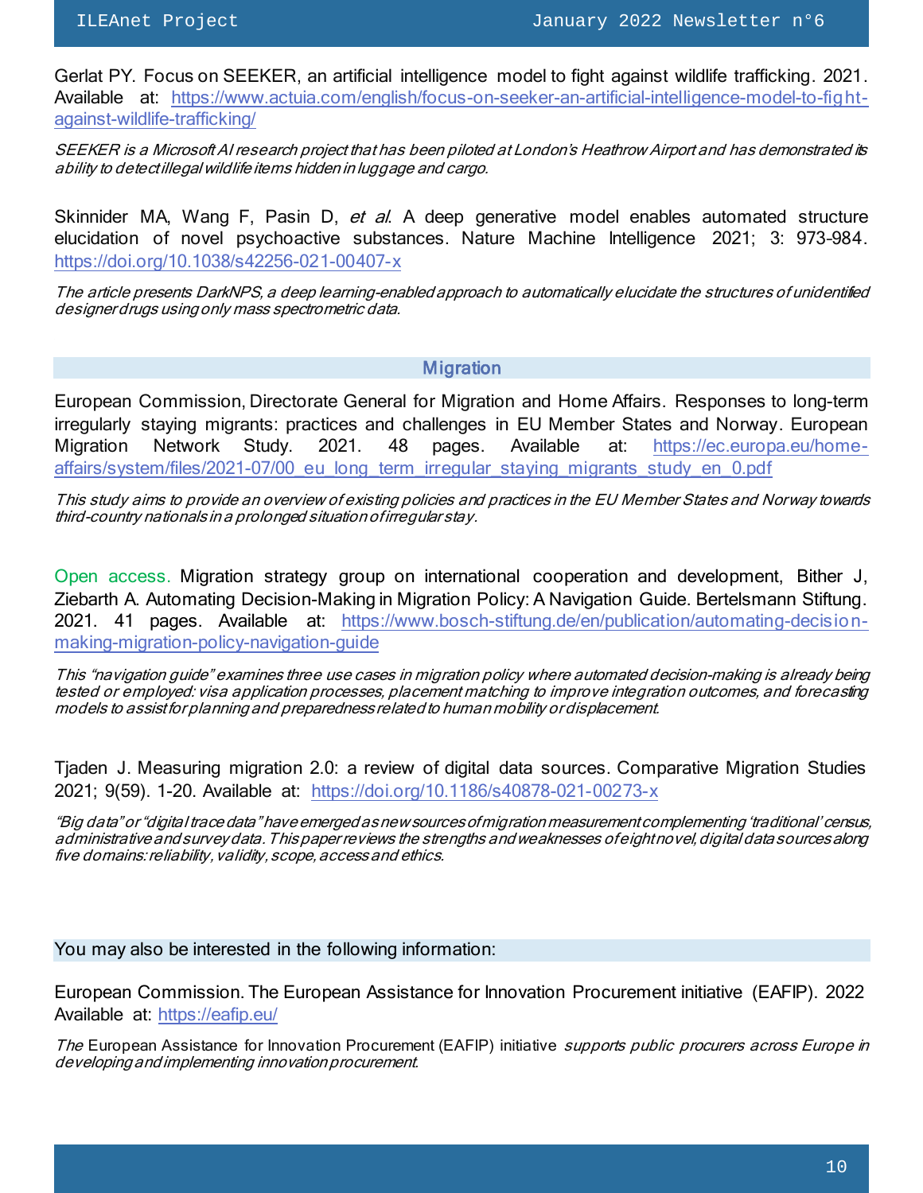Gerlat PY. Focus on SEEKER, an artificial intelligence model to fight against wildlife trafficking. 2021. Available at: https://www.actuia.com/english/focus-on-seeker-an-artificial-intelligence-model-to-fight-against-wildlife-trafficking/

*SEEKER is a Microsoft AI research project that has been piloted at London's Heathrow Airport and has demonstrated its ability to detect illegal wildlife items hidden in luggage and cargo.*

Skinnider MA, Wang F, Pasin D, *et al.* A deep generative model enables automated structure elucidation of novel psychoactive substances. Nature Machine Intelligence 2021; 3: 973-984. https://doi.org/10.1038/s42256-021-00407-x

*The article presents DarkNPS, a deep learning-enabled approach to automatically elucidate the structures of unidentified designer drugs using only mass spectrometric data.*

## Migration

European Commission, Directorate General for Migration and Home Affairs. Responses to long-term irregularly staying migrants: practices and challenges in EU Member States and Norway. European Migration Network Study. 2021. 48 pages. Available at: https://ec.europa.eu/home-affairs/system/files/2021-07/00_eu_long_term_irregular_staying_migrants_study_en_0.pdf

*This study aims to provide an overview of existing policies and practices in the EU Member States and Norway towards third-country nationals in a prolonged situation of irregular stay.*

Open access. Migration strategy group on international cooperation and development, Bither J, Ziebarth A. Automating Decision-Making in Migration Policy: A Navigation Guide. Bertelsmann Stiftung. 2021. 41 pages. Available at: https://www.bosch-stiftung.de/en/publication/automating-decision-making-migration-policy-navigation-guide

*This "navigation guide" examines three use cases in migration policy where automated decision-making is already being tested or employed: visa application processes, placement matching to improve integration outcomes, and forecasting models to assist for planning and preparedness related to human mobility or displacement.*

Tjaden J. Measuring migration 2.0: a review of digital data sources. Comparative Migration Studies 2021; 9(59). 1-20. Available at: https://doi.org/10.1186/s40878-021-00273-x

*"Big data" or "digital trace data" have emerged as new sources of migration measurement complementing 'traditional' census, administrative and survey data. This paper reviews the strengths and weaknesses of eight novel, digital data sources along five domains: reliability, validity, scope, access and ethics.*

## You may also be interested in the following information:

European Commission. The European Assistance for Innovation Procurement initiative (EAFIP). 2022 Available at: https://eafip.eu/

*The* European Assistance for Innovation Procurement (EAFIP) initiative *supports public procurers across Europe in developing and implementing innovation procurement.*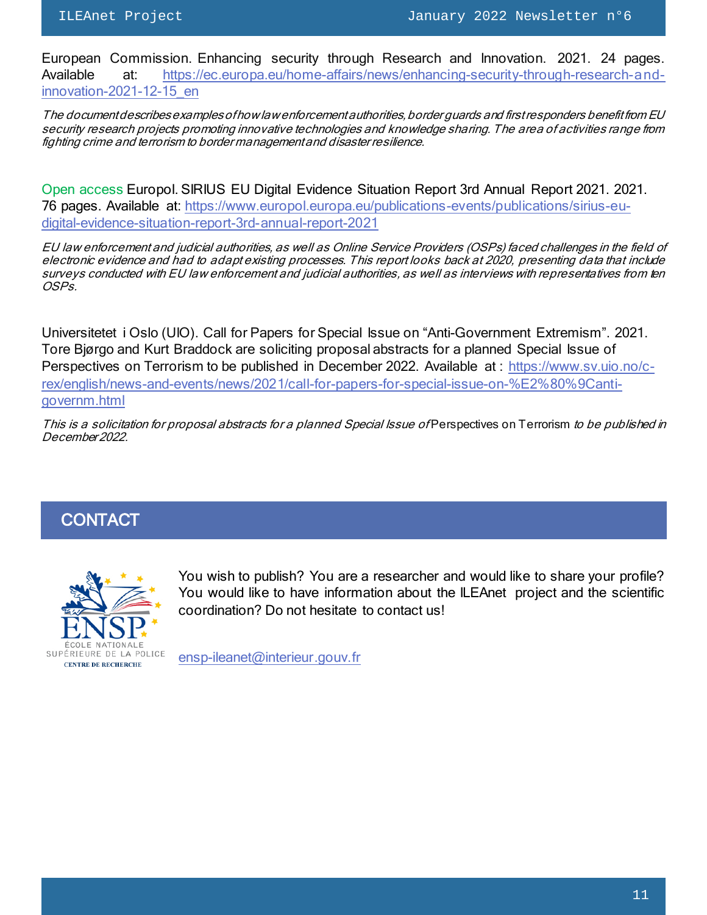European Commission. Enhancing security through Research and Innovation. 2021. 24 pages. Available at: https://ec.europa.eu/home-affairs/news/enhancing-security-through-research-and-innovation-2021-12-15_en

*The document describes examples of how law enforcement authorities, border guards and first responders benefit from EU security research projects promoting innovative technologies and knowledge sharing. The area of activities range from fighting crime and terrorism to border management and disaster resilience.*

Open access Europol. SIRIUS EU Digital Evidence Situation Report 3rd Annual Report 2021. 2021. 76 pages. Available at: https://www.europol.europa.eu/publications-events/publications/sirius-eu-digital-evidence-situation-report-3rd-annual-report-2021

*EU law enforcement and judicial authorities, as well as Online Service Providers (OSPs) faced challenges in the field of electronic evidence and had to adapt existing processes. This report looks back at 2020, presenting data that include surveys conducted with EU law enforcement and judicial authorities, as well as interviews with representatives from ten OSPs.*

Universitetet i Oslo (UIO). Call for Papers for Special Issue on "Anti-Government Extremism". 2021. Tore Bjørgo and Kurt Braddock are soliciting proposal abstracts for a planned Special Issue of Perspectives on Terrorism to be published in December 2022. Available at : https://www.sv.uio.no/c-rex/english/news-and-events/news/2021/call-for-papers-for-special-issue-on-%E2%80%9Canti-governm.html

*This is a solicitation for proposal abstracts for a planned Special Issue of* Perspectives on Terrorism *to be published in December 2022.*

## CONTACT

ENSP
ÉCOLE NATIONALE SUPÉRIEURE DE LA POLICE
CENTRE DE RECHERCHE

You wish to publish? You are a researcher and would like to share your profile? You would like to have information about the ILEAnet project and the scientific coordination? Do not hesitate to contact us!

ensp-ileanet@interieur.gouv.fr